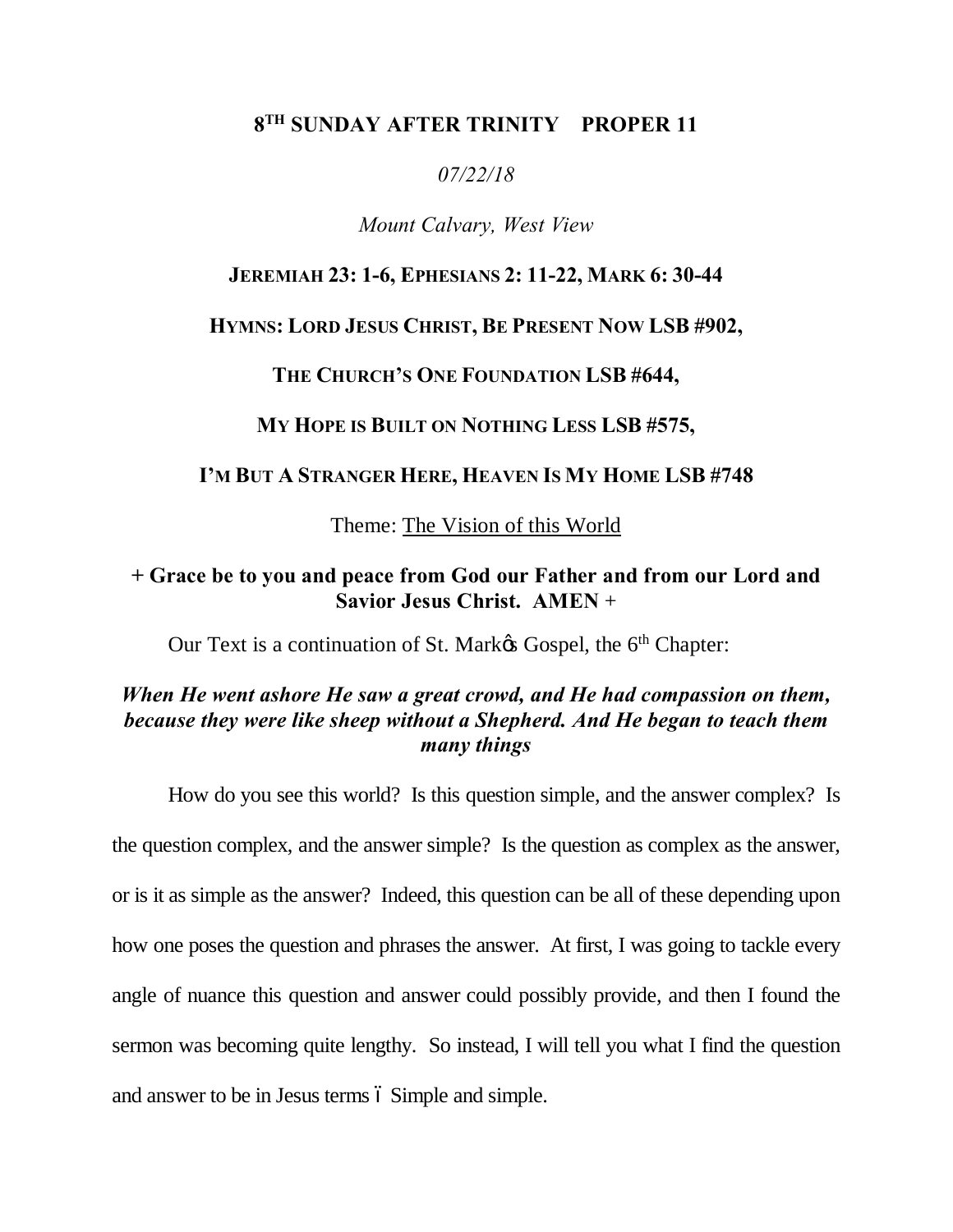# 8TH SUNDAY AFTER TRINITY PROPER 11

*07/22/18*

*Mount Calvary, West View*

**JEREMIAH 23: 1-6, EPHESIANS 2: 11-22, MARK 6: 30-44**

**HYMNS: LORD JESUS CHRIST, BE PRESENT NOW LSB #902,**

**THE CHURCH'S ONE FOUNDATION LSB #644,**

**MY HOPE IS BUILT ON NOTHING LESS LSB #575,**

**I'M BUT A STRANGER HERE, HEAVEN IS MY HOME LSB #748**

Theme: The Vision of this World

**+ Grace be to you and peace from God our Father and from our Lord and Savior Jesus Christ. AMEN +**

Our Text is a continuation of St. Markӳ Gospel, the 6th Chapter:

***When He went ashore He saw a great crowd, and He had compassion on them, because they were like sheep without a Shepherd. And He began to teach them many things***

How do you see this world? Is this question simple, and the answer complex? Is the question complex, and the answer simple? Is the question as complex as the answer, or is it as simple as the answer? Indeed, this question can be all of these depending upon how one poses the question and phrases the answer. At first, I was going to tackle every angle of nuance this question and answer could possibly provide, and then I found the sermon was becoming quite lengthy. So instead, I will tell you what I find the question and answer to be in Jesus terms ó Simple and simple.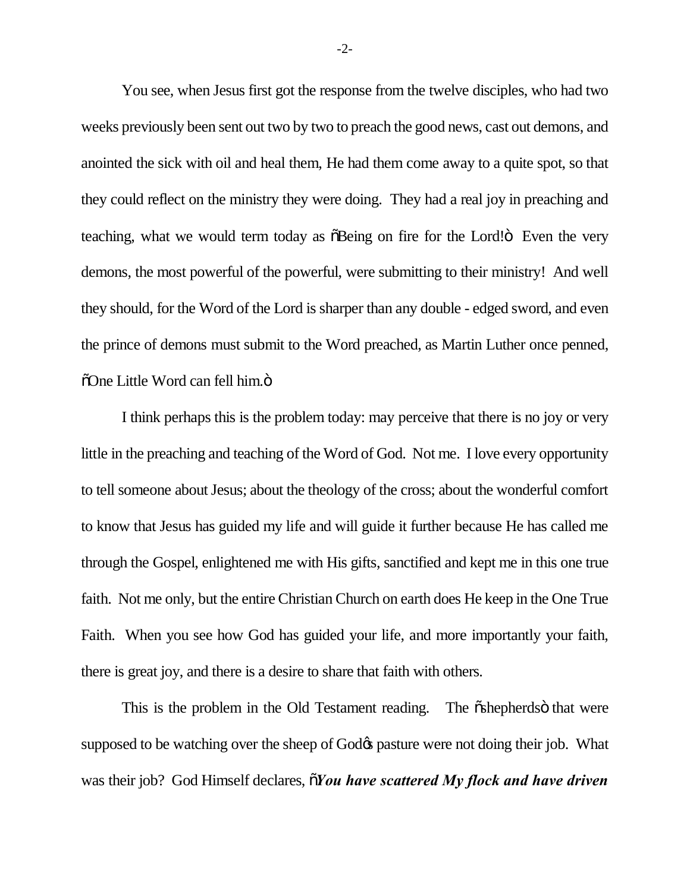You see, when Jesus first got the response from the twelve disciples, who had two weeks previously been sent out two by two to preach the good news, cast out demons, and anointed the sick with oil and heal them, He had them come away to a quite spot, so that they could reflect on the ministry they were doing. They had a real joy in preaching and teaching, what we would term today as "Being on fire for the Lord!" Even the very demons, the most powerful of the powerful, were submitting to their ministry! And well they should, for the Word of the Lord is sharper than any double - edged sword, and even the prince of demons must submit to the Word preached, as Martin Luther once penned, "One Little Word can fell him."

I think perhaps this is the problem today: may perceive that there is no joy or very little in the preaching and teaching of the Word of God. Not me. I love every opportunity to tell someone about Jesus; about the theology of the cross; about the wonderful comfort to know that Jesus has guided my life and will guide it further because He has called me through the Gospel, enlightened me with His gifts, sanctified and kept me in this one true faith. Not me only, but the entire Christian Church on earth does He keep in the One True Faith. When you see how God has guided your life, and more importantly your faith, there is great joy, and there is a desire to share that faith with others.

This is the problem in the Old Testament reading. The "shepherds" that were supposed to be watching over the sheep of God's pasture were not doing their job. What was their job? God Himself declares, "***You have scattered My flock and have driven***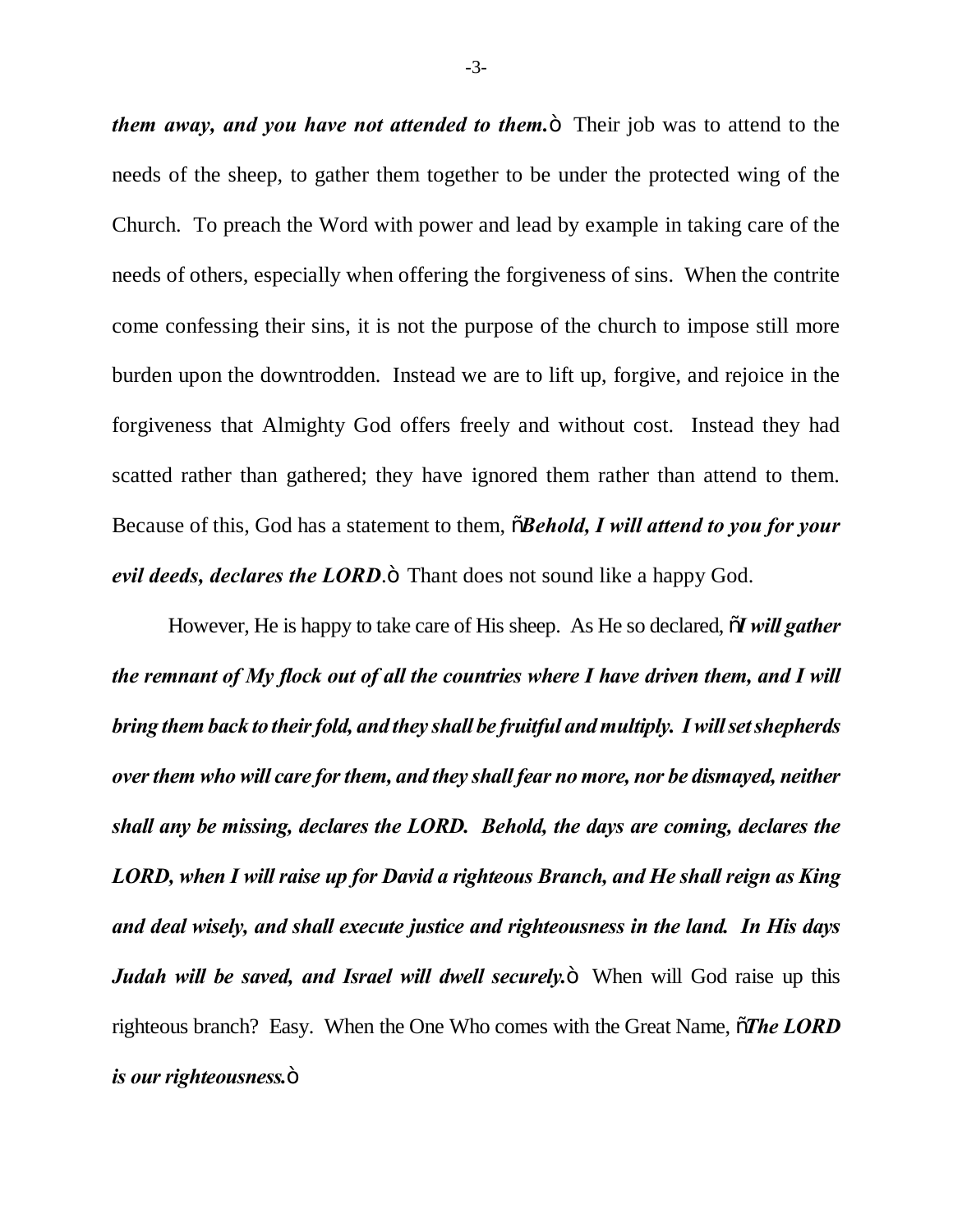***them away, and you have not attended to them.*"** Their job was to attend to the needs of the sheep, to gather them together to be under the protected wing of the Church. To preach the Word with power and lead by example in taking care of the needs of others, especially when offering the forgiveness of sins. When the contrite come confessing their sins, it is not the purpose of the church to impose still more burden upon the downtrodden. Instead we are to lift up, forgive, and rejoice in the forgiveness that Almighty God offers freely and without cost. Instead they had scatted rather than gathered; they have ignored them rather than attend to them. Because of this, God has a statement to them, "***Behold, I will attend to you for your evil deeds, declares the LORD***." Thant does not sound like a happy God.

However, He is happy to take care of His sheep. As He so declared, "***I will gather the remnant of My flock out of all the countries where I have driven them, and I will bring them back to their fold, and they shall be fruitful and multiply. I will set shepherds over them who will care for them, and they shall fear no more, nor be dismayed, neither shall any be missing, declares the LORD. Behold, the days are coming, declares the LORD, when I will raise up for David a righteous Branch, and He shall reign as King and deal wisely, and shall execute justice and righteousness in the land. In His days Judah will be saved, and Israel will dwell securely.***" When will God raise up this righteous branch? Easy. When the One Who comes with the Great Name, "***The LORD is our righteousness.***"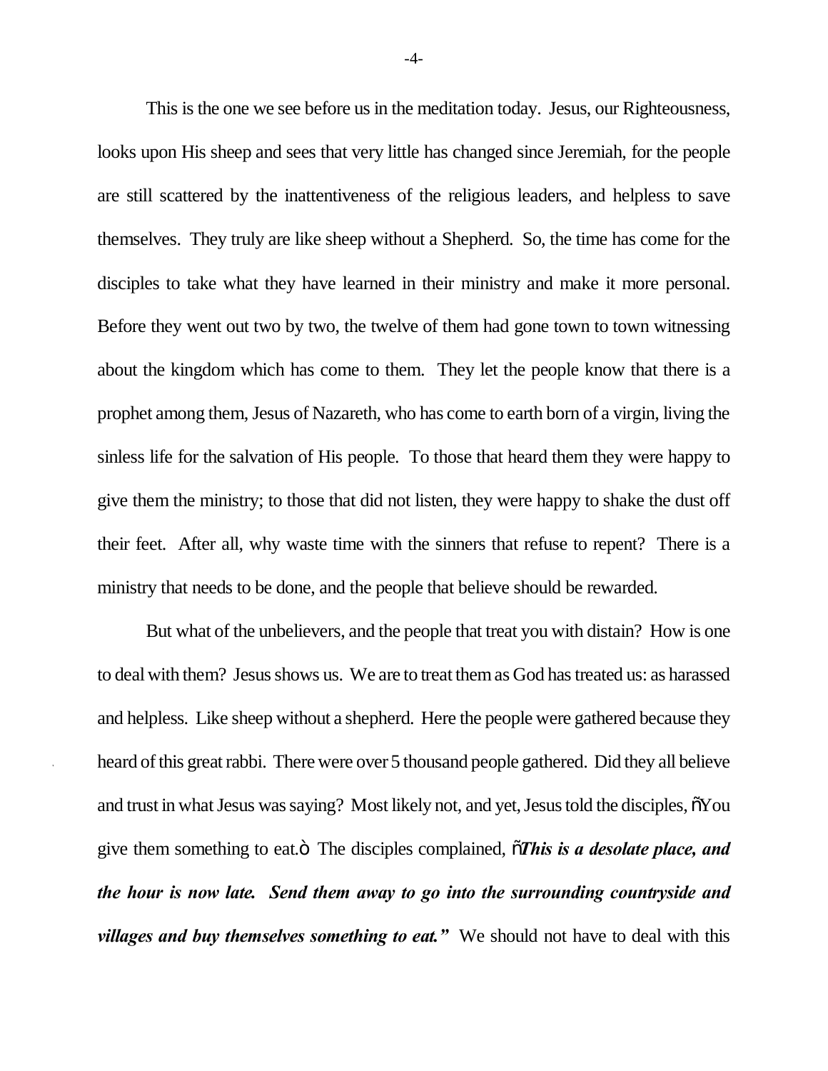This is the one we see before us in the meditation today. Jesus, our Righteousness, looks upon His sheep and sees that very little has changed since Jeremiah, for the people are still scattered by the inattentiveness of the religious leaders, and helpless to save themselves. They truly are like sheep without a Shepherd. So, the time has come for the disciples to take what they have learned in their ministry and make it more personal. Before they went out two by two, the twelve of them had gone town to town witnessing about the kingdom which has come to them. They let the people know that there is a prophet among them, Jesus of Nazareth, who has come to earth born of a virgin, living the sinless life for the salvation of His people. To those that heard them they were happy to give them the ministry; to those that did not listen, they were happy to shake the dust off their feet. After all, why waste time with the sinners that refuse to repent? There is a ministry that needs to be done, and the people that believe should be rewarded.

But what of the unbelievers, and the people that treat you with distain? How is one to deal with them? Jesus shows us. We are to treat them as God has treated us: as harassed and helpless. Like sheep without a shepherd. Here the people were gathered because they heard of this great rabbi. There were over 5 thousand people gathered. Did they all believe and trust in what Jesus was saying? Most likely not, and yet, Jesus told the disciples, "You give them something to eat." The disciples complained, "***This is a desolate place, and the hour is now late. Send them away to go into the surrounding countryside and villages and buy themselves something to eat."*** We should not have to deal with this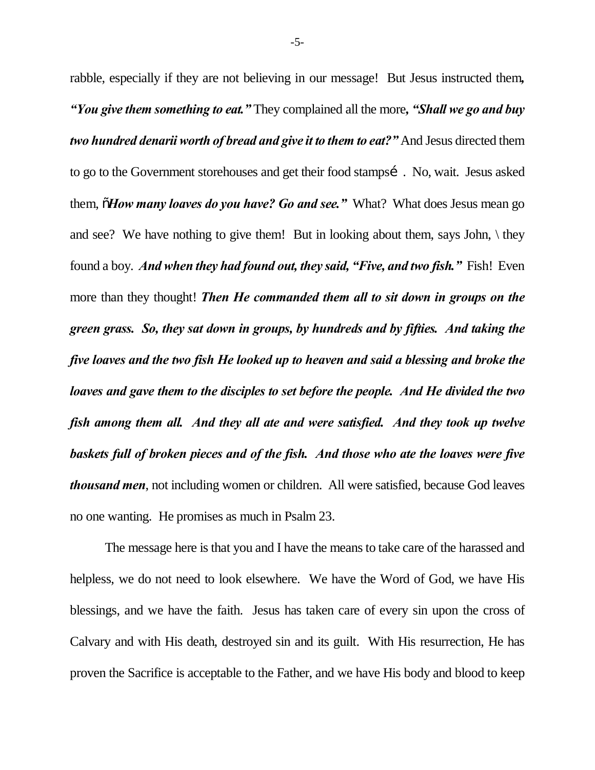rabble, especially if they are not believing in our message! But Jesus instructed them*,* ***"You give them something to eat."*** They complained all the more*,* ***"Shall we go and buy two hundred denarii worth of bread and give it to them to eat?"*** And Jesus directed them to go to the Government storehouses and get their food stampsé . No, wait. Jesus asked them, õ***How many loaves do you have? Go and see."*** What? What does Jesus mean go and see? We have nothing to give them! But in looking about them, says John, \ they found a boy. ***And when they had found out, they said, "Five, and two fish."*** Fish! Even more than they thought! ***Then He commanded them all to sit down in groups on the green grass. So, they sat down in groups, by hundreds and by fifties. And taking the five loaves and the two fish He looked up to heaven and said a blessing and broke the loaves and gave them to the disciples to set before the people. And He divided the two fish among them all. And they all ate and were satisfied. And they took up twelve baskets full of broken pieces and of the fish. And those who ate the loaves were five thousand men***, not including women or children. All were satisfied, because God leaves no one wanting. He promises as much in Psalm 23.

The message here is that you and I have the means to take care of the harassed and helpless, we do not need to look elsewhere. We have the Word of God, we have His blessings, and we have the faith. Jesus has taken care of every sin upon the cross of Calvary and with His death, destroyed sin and its guilt. With His resurrection, He has proven the Sacrifice is acceptable to the Father, and we have His body and blood to keep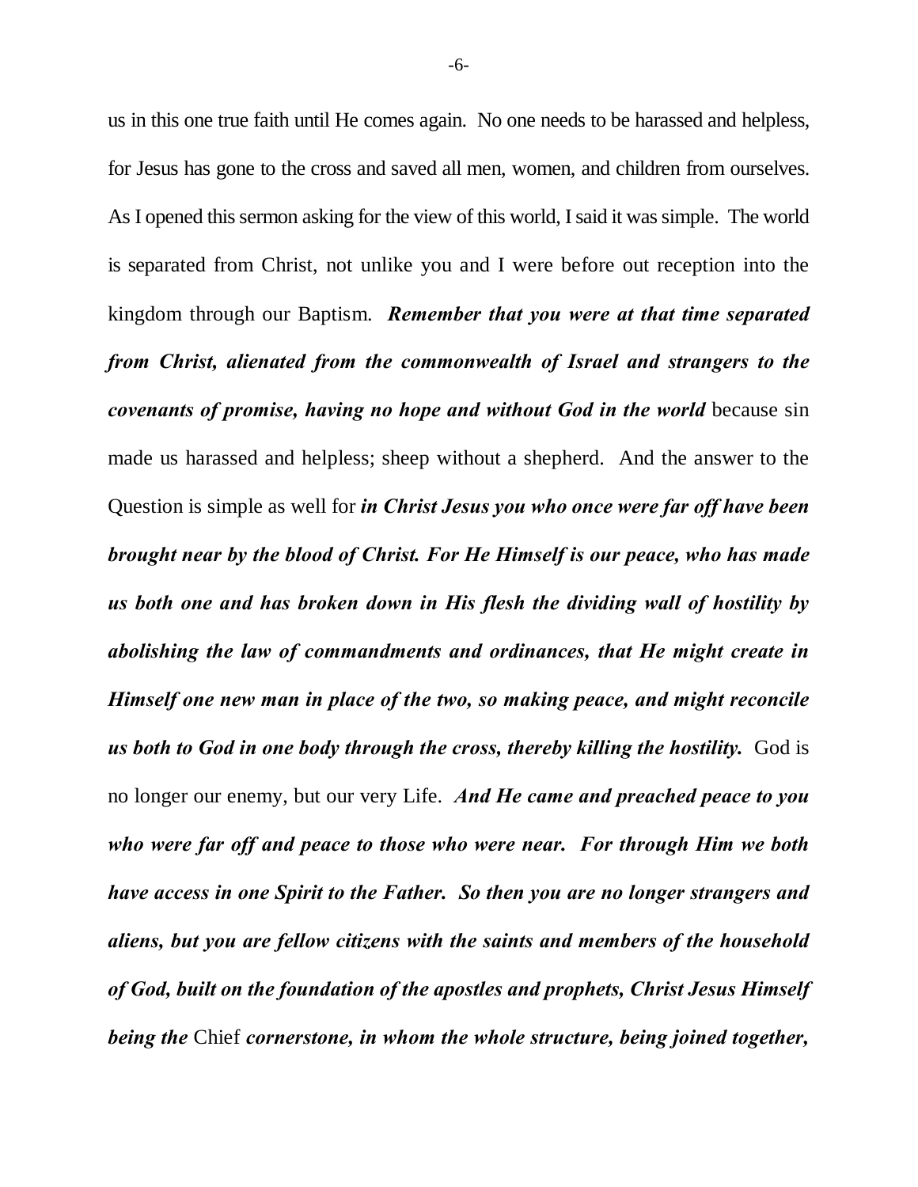us in this one true faith until He comes again. No one needs to be harassed and helpless, for Jesus has gone to the cross and saved all men, women, and children from ourselves. As I opened this sermon asking for the view of this world, I said it was simple. The world is separated from Christ, not unlike you and I were before out reception into the kingdom through our Baptism. ***Remember that you were at that time separated from Christ, alienated from the commonwealth of Israel and strangers to the covenants of promise, having no hope and without God in the world*** because sin made us harassed and helpless; sheep without a shepherd. And the answer to the Question is simple as well for ***in Christ Jesus you who once were far off have been brought near by the blood of Christ. For He Himself is our peace, who has made us both one and has broken down in His flesh the dividing wall of hostility by abolishing the law of commandments and ordinances, that He might create in Himself one new man in place of the two, so making peace, and might reconcile us both to God in one body through the cross, thereby killing the hostility.*** God is no longer our enemy, but our very Life. ***And He came and preached peace to you who were far off and peace to those who were near. For through Him we both have access in one Spirit to the Father. So then you are no longer strangers and aliens, but you are fellow citizens with the saints and members of the household of God, built on the foundation of the apostles and prophets, Christ Jesus Himself being the*** Chief ***cornerstone, in whom the whole structure, being joined together,***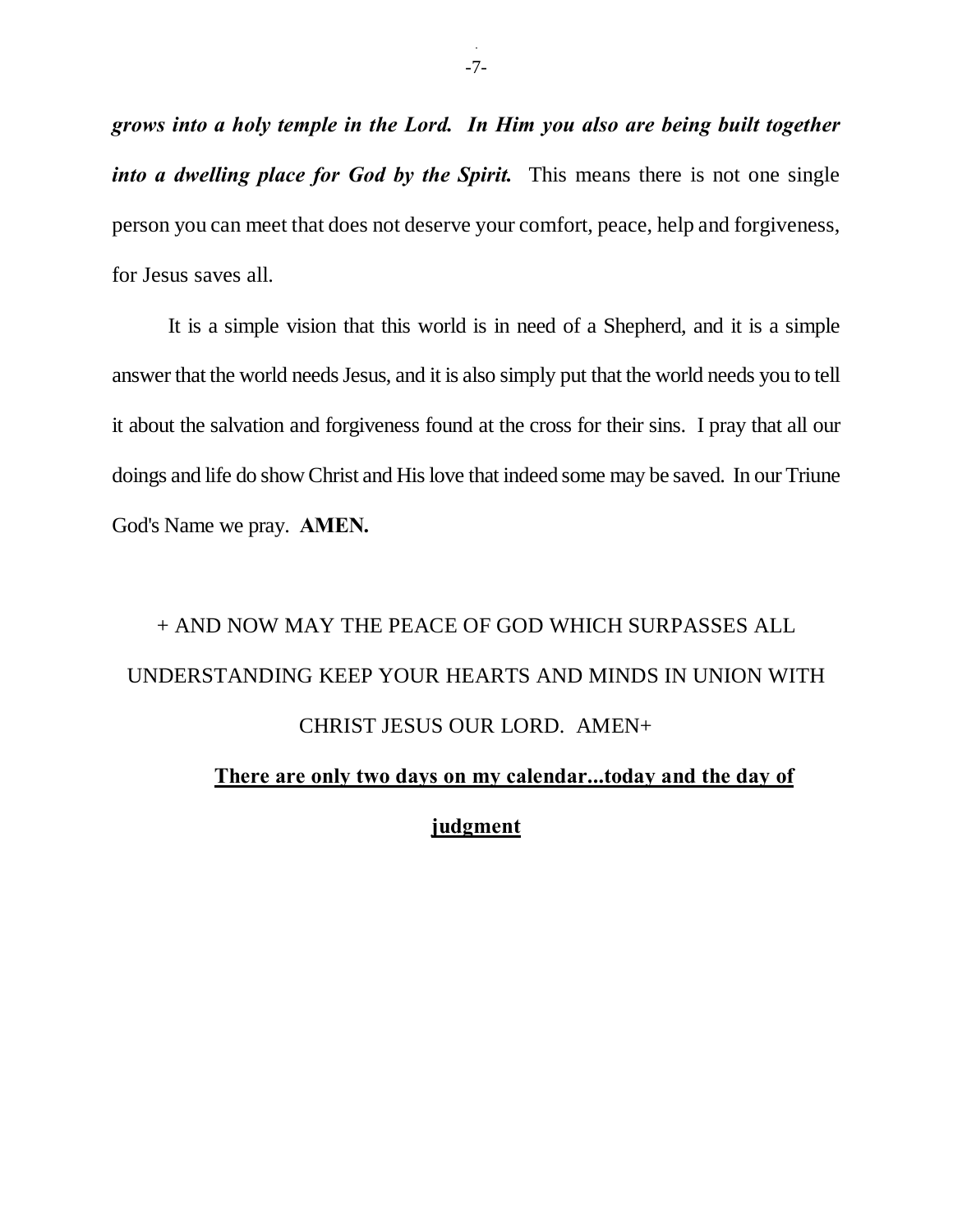***grows into a holy temple in the Lord. In Him you also are being built together into a dwelling place for God by the Spirit.*** This means there is not one single person you can meet that does not deserve your comfort, peace, help and forgiveness, for Jesus saves all.

It is a simple vision that this world is in need of a Shepherd, and it is a simple answer that the world needs Jesus, and it is also simply put that the world needs you to tell it about the salvation and forgiveness found at the cross for their sins. I pray that all our doings and life do show Christ and His love that indeed some may be saved. In our Triune God's Name we pray. **AMEN.**

+ AND NOW MAY THE PEACE OF GOD WHICH SURPASSES ALL UNDERSTANDING KEEP YOUR HEARTS AND MINDS IN UNION WITH CHRIST JESUS OUR LORD. AMEN+

**There are only two days on my calendar...today and the day of judgment**